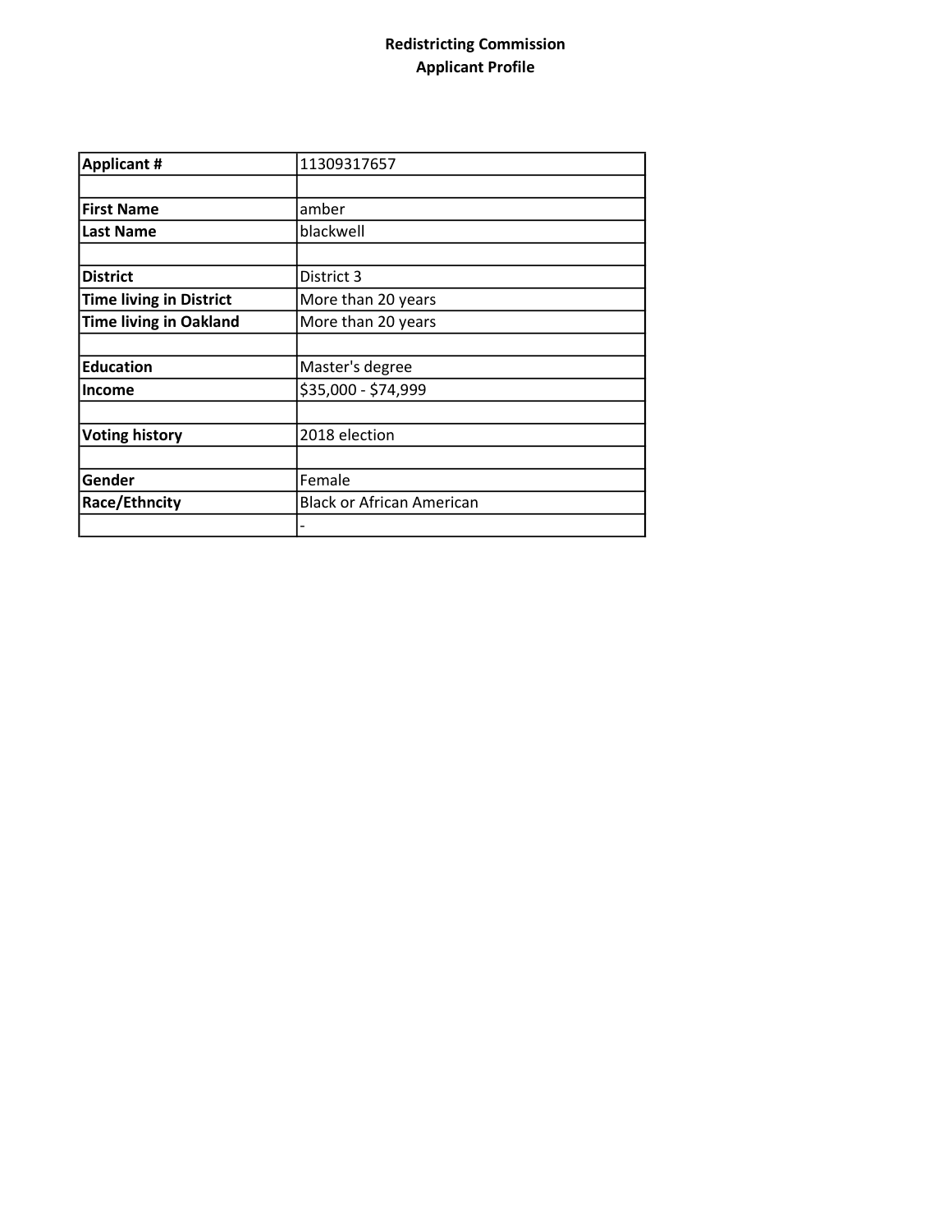**Redistricting Commission**
**Applicant Profile**

| | |
|---|---|
| **Applicant #** | 11309317657 |
| | |
| **First Name** | amber |
| **Last Name** | blackwell |
| | |
| **District** | District 3 |
| **Time living in District** | More than 20 years |
| **Time living in Oakland** | More than 20 years |
| | |
| **Education** | Master's degree |
| **Income** | $35,000 - $74,999 |
| | |
| **Voting history** | 2018 election |
| | |
| **Gender** | Female |
| **Race/Ethncity** | Black or African American |
| | - |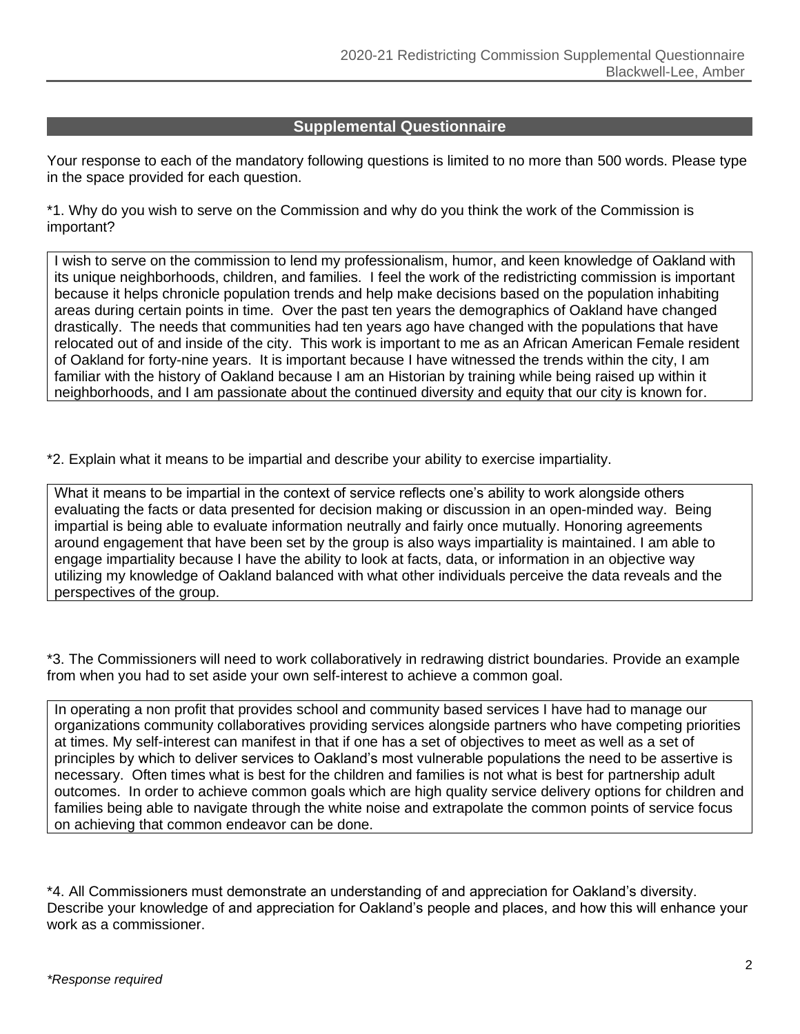## Supplemental Questionnaire

Your response to each of the mandatory following questions is limited to no more than 500 words. Please type in the space provided for each question.

*1. Why do you wish to serve on the Commission and why do you think the work of the Commission is important?

I wish to serve on the commission to lend my professionalism, humor, and keen knowledge of Oakland with its unique neighborhoods, children, and families. I feel the work of the redistricting commission is important because it helps chronicle population trends and help make decisions based on the population inhabiting areas during certain points in time. Over the past ten years the demographics of Oakland have changed drastically. The needs that communities had ten years ago have changed with the populations that have relocated out of and inside of the city. This work is important to me as an African American Female resident of Oakland for forty-nine years. It is important because I have witnessed the trends within the city, I am familiar with the history of Oakland because I am an Historian by training while being raised up within it neighborhoods, and I am passionate about the continued diversity and equity that our city is known for.

*2. Explain what it means to be impartial and describe your ability to exercise impartiality.

What it means to be impartial in the context of service reflects one's ability to work alongside others evaluating the facts or data presented for decision making or discussion in an open-minded way. Being impartial is being able to evaluate information neutrally and fairly once mutually. Honoring agreements around engagement that have been set by the group is also ways impartiality is maintained. I am able to engage impartiality because I have the ability to look at facts, data, or information in an objective way utilizing my knowledge of Oakland balanced with what other individuals perceive the data reveals and the perspectives of the group.

*3. The Commissioners will need to work collaboratively in redrawing district boundaries. Provide an example from when you had to set aside your own self-interest to achieve a common goal.

In operating a non profit that provides school and community based services I have had to manage our organizations community collaboratives providing services alongside partners who have competing priorities at times. My self-interest can manifest in that if one has a set of objectives to meet as well as a set of principles by which to deliver services to Oakland's most vulnerable populations the need to be assertive is necessary. Often times what is best for the children and families is not what is best for partnership adult outcomes. In order to achieve common goals which are high quality service delivery options for children and families being able to navigate through the white noise and extrapolate the common points of service focus on achieving that common endeavor can be done.

*4. All Commissioners must demonstrate an understanding of and appreciation for Oakland's diversity. Describe your knowledge of and appreciation for Oakland's people and places, and how this will enhance your work as a commissioner.

*\*Response required*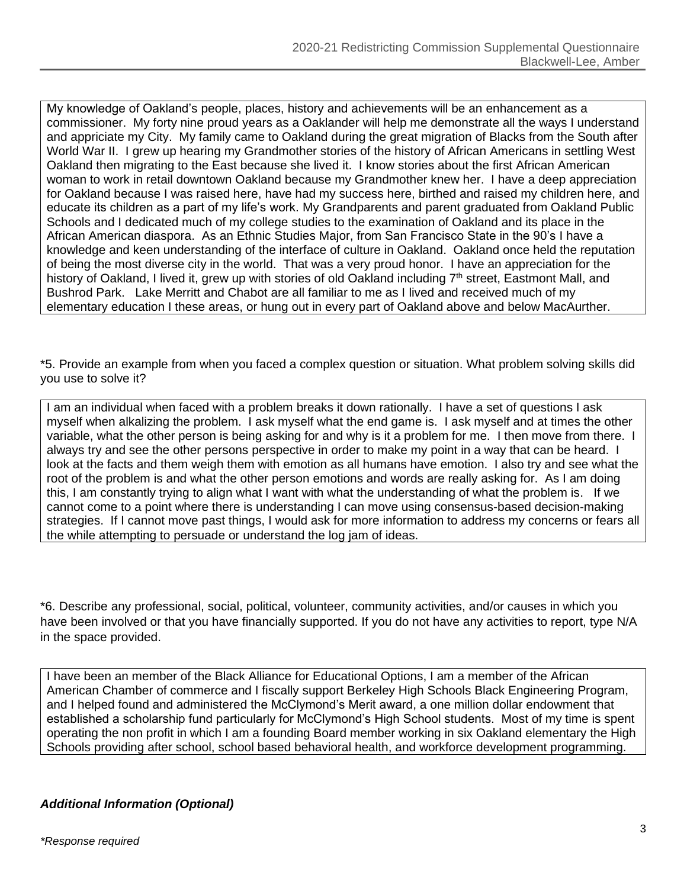My knowledge of Oakland's people, places, history and achievements will be an enhancement as a commissioner. My forty nine proud years as a Oaklander will help me demonstrate all the ways I understand and appriciate my City. My family came to Oakland during the great migration of Blacks from the South after World War II. I grew up hearing my Grandmother stories of the history of African Americans in settling West Oakland then migrating to the East because she lived it. I know stories about the first African American woman to work in retail downtown Oakland because my Grandmother knew her. I have a deep appreciation for Oakland because I was raised here, have had my success here, birthed and raised my children here, and educate its children as a part of my life's work. My Grandparents and parent graduated from Oakland Public Schools and I dedicated much of my college studies to the examination of Oakland and its place in the African American diaspora. As an Ethnic Studies Major, from San Francisco State in the 90's I have a knowledge and keen understanding of the interface of culture in Oakland. Oakland once held the reputation of being the most diverse city in the world. That was a very proud honor. I have an appreciation for the history of Oakland, I lived it, grew up with stories of old Oakland including 7th street, Eastmont Mall, and Bushrod Park. Lake Merritt and Chabot are all familiar to me as I lived and received much of my elementary education I these areas, or hung out in every part of Oakland above and below MacAurther.

*5. Provide an example from when you faced a complex question or situation. What problem solving skills did you use to solve it?

I am an individual when faced with a problem breaks it down rationally. I have a set of questions I ask myself when alkalizing the problem. I ask myself what the end game is. I ask myself and at times the other variable, what the other person is being asking for and why is it a problem for me. I then move from there. I always try and see the other persons perspective in order to make my point in a way that can be heard. I look at the facts and them weigh them with emotion as all humans have emotion. I also try and see what the root of the problem is and what the other person emotions and words are really asking for. As I am doing this, I am constantly trying to align what I want with what the understanding of what the problem is. If we cannot come to a point where there is understanding I can move using consensus-based decision-making strategies. If I cannot move past things, I would ask for more information to address my concerns or fears all the while attempting to persuade or understand the log jam of ideas.

*6. Describe any professional, social, political, volunteer, community activities, and/or causes in which you have been involved or that you have financially supported. If you do not have any activities to report, type N/A in the space provided.

I have been an member of the Black Alliance for Educational Options, I am a member of the African American Chamber of commerce and I fiscally support Berkeley High Schools Black Engineering Program, and I helped found and administered the McClymond's Merit award, a one million dollar endowment that established a scholarship fund particularly for McClymond's High School students. Most of my time is spent operating the non profit in which I am a founding Board member working in six Oakland elementary the High Schools providing after school, school based behavioral health, and workforce development programming.

***Additional Information (Optional)***

*\*Response required*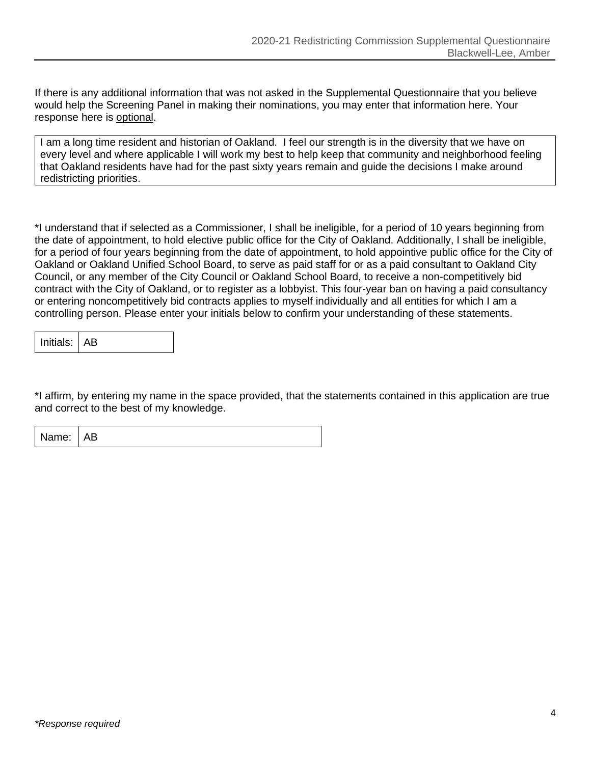If there is any additional information that was not asked in the Supplemental Questionnaire that you believe would help the Screening Panel in making their nominations, you may enter that information here. Your response here is optional.

I am a long time resident and historian of Oakland.  I feel our strength is in the diversity that we have on every level and where applicable I will work my best to help keep that community and neighborhood feeling that Oakland residents have had for the past sixty years remain and guide the decisions I make around redistricting priorities.

*I understand that if selected as a Commissioner, I shall be ineligible, for a period of 10 years beginning from the date of appointment, to hold elective public office for the City of Oakland. Additionally, I shall be ineligible, for a period of four years beginning from the date of appointment, to hold appointive public office for the City of Oakland or Oakland Unified School Board, to serve as paid staff for or as a paid consultant to Oakland City Council, or any member of the City Council or Oakland School Board, to receive a non-competitively bid contract with the City of Oakland, or to register as a lobbyist. This four-year ban on having a paid consultancy or entering noncompetitively bid contracts applies to myself individually and all entities for which I am a controlling person. Please enter your initials below to confirm your understanding of these statements.

| | |
|---|---|
| Initials: | AB |

*I affirm, by entering my name in the space provided, that the statements contained in this application are true and correct to the best of my knowledge.

| | |
|---|---|
| Name: | AB |

*\*Response required*